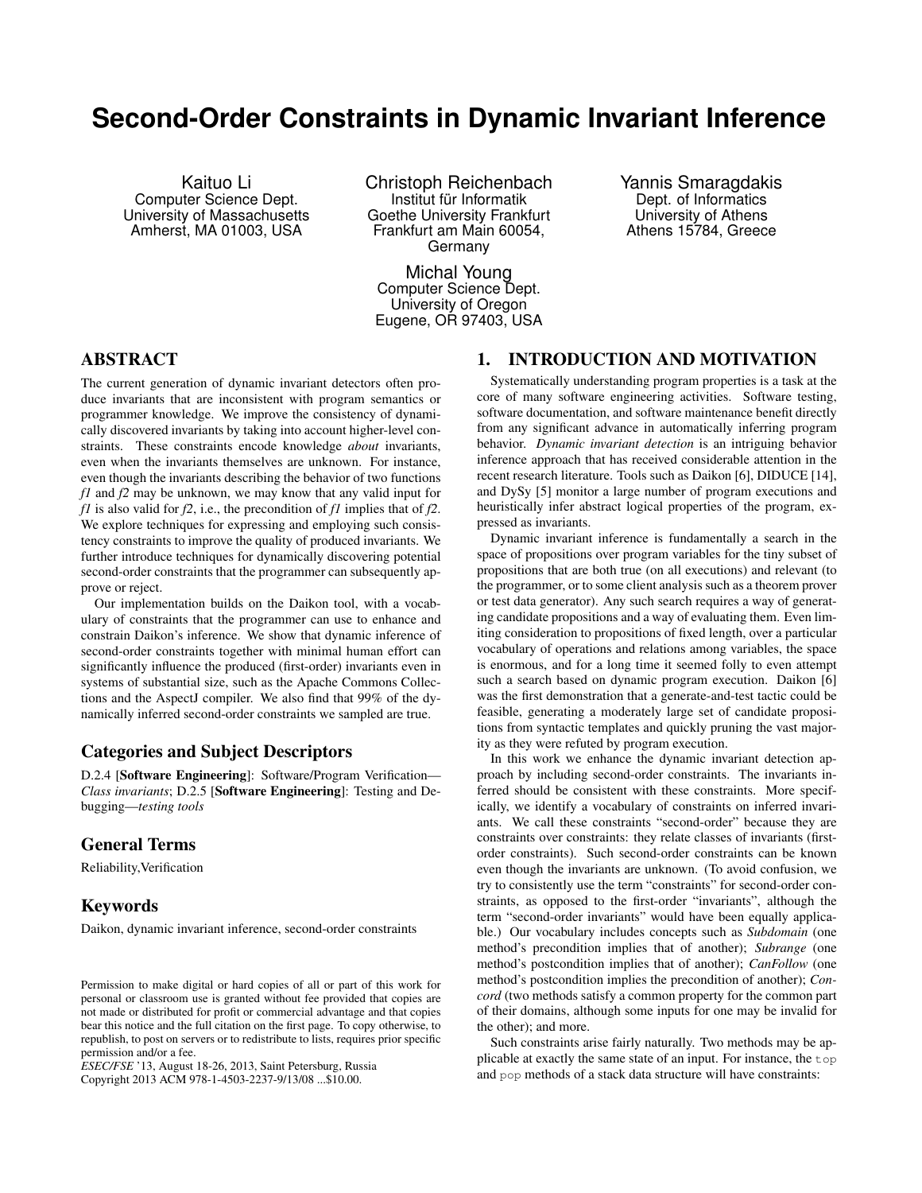# Second-Order Constraints in Dynamic Invariant Inference

Kaituo Li
Computer Science Dept.
University of Massachusetts
Amherst, MA 01003, USA

Christoph Reichenbach
Institut für Informatik
Goethe University Frankfurt
Frankfurt am Main 60054, Germany

Yannis Smaragdakis
Dept. of Informatics
University of Athens
Athens 15784, Greece

Michal Young
Computer Science Dept.
University of Oregon
Eugene, OR 97403, USA

## ABSTRACT

The current generation of dynamic invariant detectors often produce invariants that are inconsistent with program semantics or programmer knowledge. We improve the consistency of dynamically discovered invariants by taking into account higher-level constraints. These constraints encode knowledge *about* invariants, even when the invariants themselves are unknown. For instance, even though the invariants describing the behavior of two functions *f1* and *f2* may be unknown, we may know that any valid input for *f1* is also valid for *f2*, i.e., the precondition of *f1* implies that of *f2*. We explore techniques for expressing and employing such consistency constraints to improve the quality of produced invariants. We further introduce techniques for dynamically discovering potential second-order constraints that the programmer can subsequently approve or reject.

Our implementation builds on the Daikon tool, with a vocabulary of constraints that the programmer can use to enhance and constrain Daikon's inference. We show that dynamic inference of second-order constraints together with minimal human effort can significantly influence the produced (first-order) invariants even in systems of substantial size, such as the Apache Commons Collections and the AspectJ compiler. We also find that 99% of the dynamically inferred second-order constraints we sampled are true.

### Categories and Subject Descriptors

D.2.4 [**Software Engineering**]: Software/Program Verification—*Class invariants*; D.2.5 [**Software Engineering**]: Testing and Debugging—*testing tools*

### General Terms

Reliability,Verification

### Keywords

Daikon, dynamic invariant inference, second-order constraints

Permission to make digital or hard copies of all or part of this work for personal or classroom use is granted without fee provided that copies are not made or distributed for profit or commercial advantage and that copies bear this notice and the full citation on the first page. To copy otherwise, to republish, to post on servers or to redistribute to lists, requires prior specific permission and/or a fee.
*ESEC/FSE* '13, August 18-26, 2013, Saint Petersburg, Russia
Copyright 2013 ACM 978-1-4503-2237-9/13/08 ...$10.00.

## 1. INTRODUCTION AND MOTIVATION

Systematically understanding program properties is a task at the core of many software engineering activities. Software testing, software documentation, and software maintenance benefit directly from any significant advance in automatically inferring program behavior. *Dynamic invariant detection* is an intriguing behavior inference approach that has received considerable attention in the recent research literature. Tools such as Daikon [6], DIDUCE [14], and DySy [5] monitor a large number of program executions and heuristically infer abstract logical properties of the program, expressed as invariants.

Dynamic invariant inference is fundamentally a search in the space of propositions over program variables for the tiny subset of propositions that are both true (on all executions) and relevant (to the programmer, or to some client analysis such as a theorem prover or test data generator). Any such search requires a way of generating candidate propositions and a way of evaluating them. Even limiting consideration to propositions of fixed length, over a particular vocabulary of operations and relations among variables, the space is enormous, and for a long time it seemed folly to even attempt such a search based on dynamic program execution. Daikon [6] was the first demonstration that a generate-and-test tactic could be feasible, generating a moderately large set of candidate propositions from syntactic templates and quickly pruning the vast majority as they were refuted by program execution.

In this work we enhance the dynamic invariant detection approach by including second-order constraints. The invariants inferred should be consistent with these constraints. More specifically, we identify a vocabulary of constraints on inferred invariants. We call these constraints "second-order" because they are constraints over constraints: they relate classes of invariants (first-order constraints). Such second-order constraints can be known even though the invariants are unknown. (To avoid confusion, we try to consistently use the term "constraints" for second-order constraints, as opposed to the first-order "invariants", although the term "second-order invariants" would have been equally applicable.) Our vocabulary includes concepts such as *Subdomain* (one method's precondition implies that of another); *Subrange* (one method's postcondition implies that of another); *CanFollow* (one method's postcondition implies the precondition of another); *Concord* (two methods satisfy a common property for the common part of their domains, although some inputs for one may be invalid for the other); and more.

Such constraints arise fairly naturally. Two methods may be applicable at exactly the same state of an input. For instance, the `top` and `pop` methods of a stack data structure will have constraints: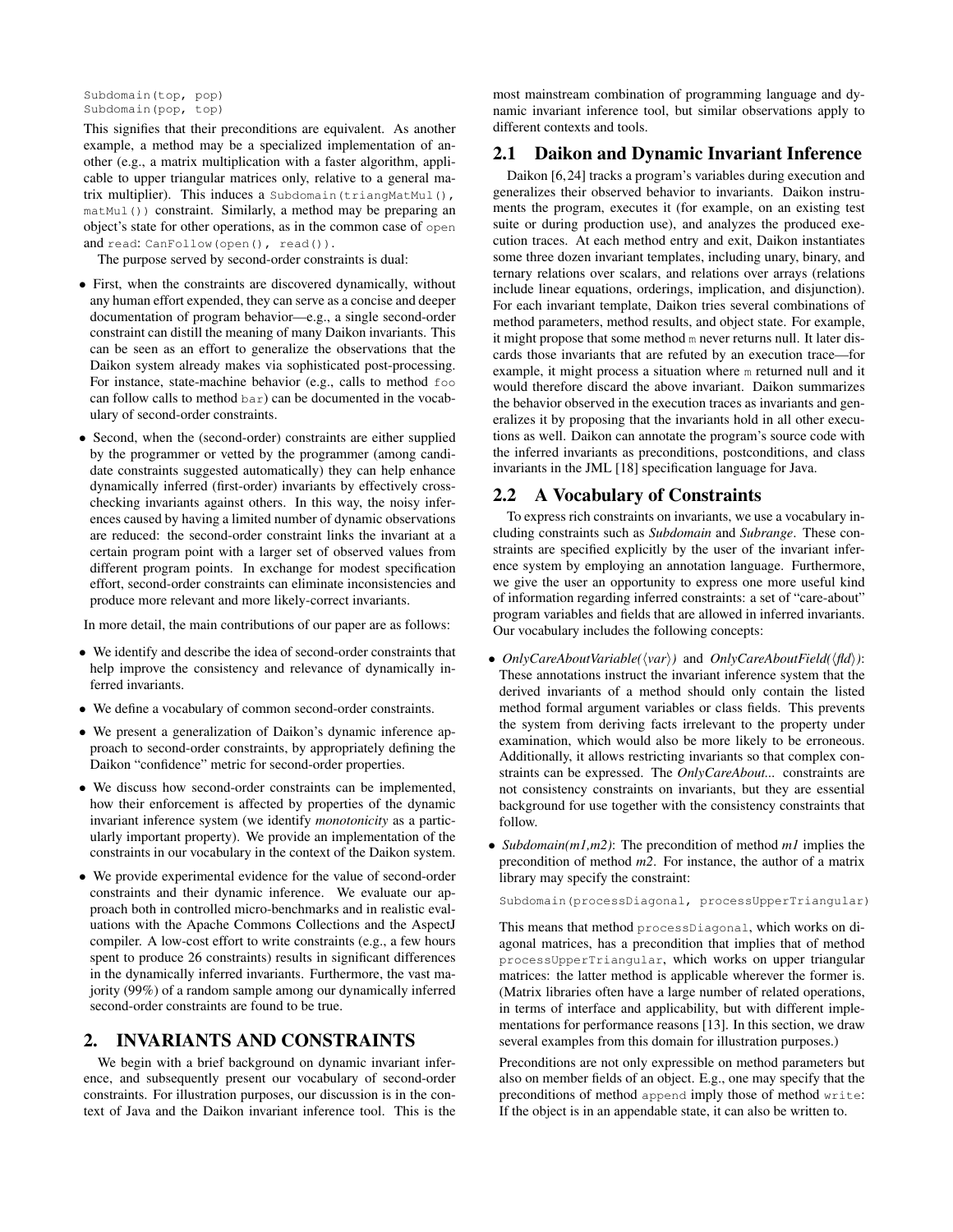```
Subdomain(top, pop)
Subdomain(pop, top)
```

This signifies that their preconditions are equivalent. As another example, a method may be a specialized implementation of another (e.g., a matrix multiplication with a faster algorithm, applicable to upper triangular matrices only, relative to a general matrix multiplier). This induces a `Subdomain(triangMatMul(), matMul())` constraint. Similarly, a method may be preparing an object's state for other operations, as in the common case of `open` and `read`: `CanFollow(open(), read())`.

The purpose served by second-order constraints is dual:

- First, when the constraints are discovered dynamically, without any human effort expended, they can serve as a concise and deeper documentation of program behavior—e.g., a single second-order constraint can distill the meaning of many Daikon invariants. This can be seen as an effort to generalize the observations that the Daikon system already makes via sophisticated post-processing. For instance, state-machine behavior (e.g., calls to method `foo` can follow calls to method `bar`) can be documented in the vocabulary of second-order constraints.
- Second, when the (second-order) constraints are either supplied by the programmer or vetted by the programmer (among candidate constraints suggested automatically) they can help enhance dynamically inferred (first-order) invariants by effectively cross-checking invariants against others. In this way, the noisy inferences caused by having a limited number of dynamic observations are reduced: the second-order constraint links the invariant at a certain program point with a larger set of observed values from different program points. In exchange for modest specification effort, second-order constraints can eliminate inconsistencies and produce more relevant and more likely-correct invariants.

In more detail, the main contributions of our paper are as follows:

- We identify and describe the idea of second-order constraints that help improve the consistency and relevance of dynamically inferred invariants.
- We define a vocabulary of common second-order constraints.
- We present a generalization of Daikon's dynamic inference approach to second-order constraints, by appropriately defining the Daikon "confidence" metric for second-order properties.
- We discuss how second-order constraints can be implemented, how their enforcement is affected by properties of the dynamic invariant inference system (we identify *monotonicity* as a particularly important property). We provide an implementation of the constraints in our vocabulary in the context of the Daikon system.
- We provide experimental evidence for the value of second-order constraints and their dynamic inference. We evaluate our approach both in controlled micro-benchmarks and in realistic evaluations with the Apache Commons Collections and the AspectJ compiler. A low-cost effort to write constraints (e.g., a few hours spent to produce 26 constraints) results in significant differences in the dynamically inferred invariants. Furthermore, the vast majority (99%) of a random sample among our dynamically inferred second-order constraints are found to be true.

# 2. INVARIANTS AND CONSTRAINTS

We begin with a brief background on dynamic invariant inference, and subsequently present our vocabulary of second-order constraints. For illustration purposes, our discussion is in the context of Java and the Daikon invariant inference tool. This is the most mainstream combination of programming language and dynamic invariant inference tool, but similar observations apply to different contexts and tools.

## 2.1 Daikon and Dynamic Invariant Inference

Daikon [6,24] tracks a program's variables during execution and generalizes their observed behavior to invariants. Daikon instruments the program, executes it (for example, on an existing test suite or during production use), and analyzes the produced execution traces. At each method entry and exit, Daikon instantiates some three dozen invariant templates, including unary, binary, and ternary relations over scalars, and relations over arrays (relations include linear equations, orderings, implication, and disjunction). For each invariant template, Daikon tries several combinations of method parameters, method results, and object state. For example, it might propose that some method `m` never returns null. It later discards those invariants that are refuted by an execution trace—for example, it might process a situation where `m` returned null and it would therefore discard the above invariant. Daikon summarizes the behavior observed in the execution traces as invariants and generalizes it by proposing that the invariants hold in all other executions as well. Daikon can annotate the program's source code with the inferred invariants as preconditions, postconditions, and class invariants in the JML [18] specification language for Java.

## 2.2 A Vocabulary of Constraints

To express rich constraints on invariants, we use a vocabulary including constraints such as *Subdomain* and *Subrange*. These constraints are specified explicitly by the user of the invariant inference system by employing an annotation language. Furthermore, we give the user an opportunity to express one more useful kind of information regarding inferred constraints: a set of "care-about" program variables and fields that are allowed in inferred invariants. Our vocabulary includes the following concepts:

- *OnlyCareAboutVariable(⟨var⟩)* and *OnlyCareAboutField(⟨fld⟩)*: These annotations instruct the invariant inference system that the derived invariants of a method should only contain the listed method formal argument variables or class fields. This prevents the system from deriving facts irrelevant to the property under examination, which would also be more likely to be erroneous. Additionally, it allows restricting invariants so that complex constraints can be expressed. The *OnlyCareAbout...* constraints are not consistency constraints on invariants, but they are essential background for use together with the consistency constraints that follow.
- *Subdomain(m1,m2)*: The precondition of method *m1* implies the precondition of method *m2*. For instance, the author of a matrix library may specify the constraint:

  ```
  Subdomain(processDiagonal, processUpperTriangular)
  ```

  This means that method `processDiagonal`, which works on diagonal matrices, has a precondition that implies that of method `processUpperTriangular`, which works on upper triangular matrices: the latter method is applicable wherever the former is. (Matrix libraries often have a large number of related operations, in terms of interface and applicability, but with different implementations for performance reasons [13]. In this section, we draw several examples from this domain for illustration purposes.)

  Preconditions are not only expressible on method parameters but also on member fields of an object. E.g., one may specify that the preconditions of method `append` imply those of method `write`: If the object is in an appendable state, it can also be written to.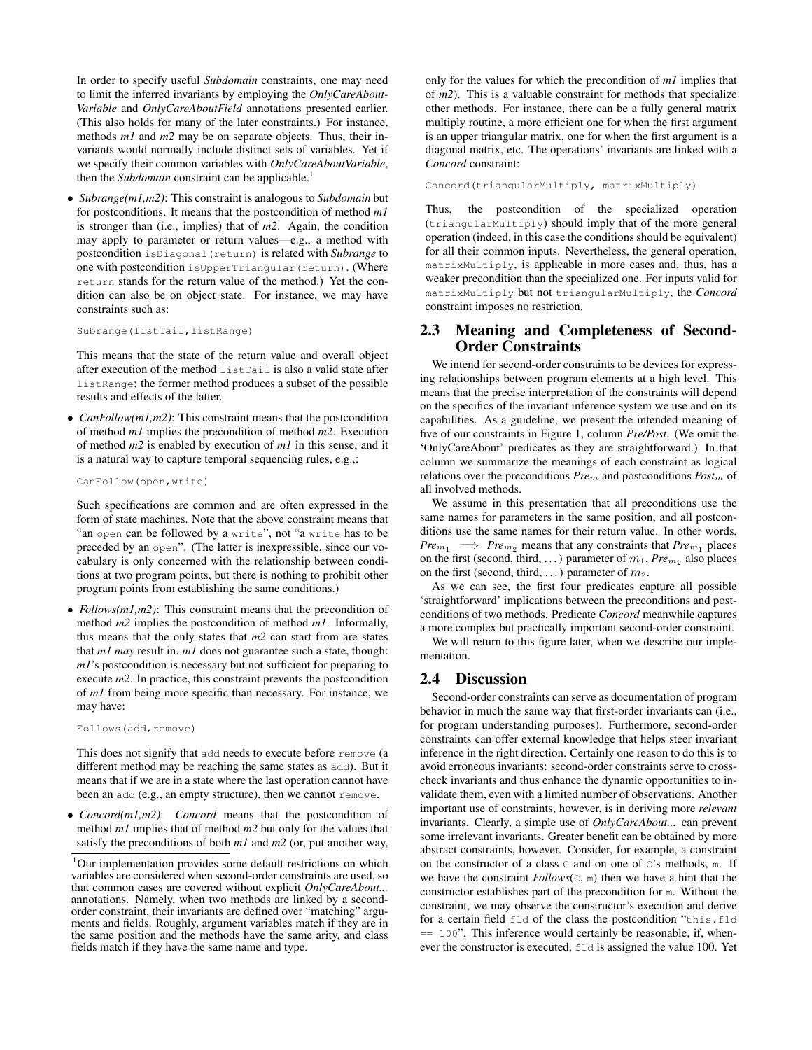In order to specify useful *Subdomain* constraints, one may need to limit the inferred invariants by employing the *OnlyCareAboutVariable* and *OnlyCareAboutField* annotations presented earlier. (This also holds for many of the later constraints.) For instance, methods *m1* and *m2* may be on separate objects. Thus, their invariants would normally include distinct sets of variables. Yet if we specify their common variables with *OnlyCareAboutVariable*, then the *Subdomain* constraint can be applicable.[1]

- *Subrange(m1,m2)*: This constraint is analogous to *Subdomain* but for postconditions. It means that the postcondition of method *m1* is stronger than (i.e., implies) that of *m2*. Again, the condition may apply to parameter or return values—e.g., a method with postcondition `isDiagonal(return)` is related with *Subrange* to one with postcondition `isUpperTriangular(return)`. (Where `return` stands for the return value of the method.) Yet the condition can also be on object state. For instance, we may have constraints such as:

  ```
  Subrange(listTail,listRange)
  ```

  This means that the state of the return value and overall object after execution of the method `listTail` is also a valid state after `listRange`: the former method produces a subset of the possible results and effects of the latter.

- *CanFollow(m1,m2)*: This constraint means that the postcondition of method *m1* implies the precondition of method *m2*. Execution of method *m2* is enabled by execution of *m1* in this sense, and it is a natural way to capture temporal sequencing rules, e.g.,:

  ```
  CanFollow(open,write)
  ```

  Such specifications are common and are often expressed in the form of state machines. Note that the above constraint means that "an `open` can be followed by a `write`", not "a `write` has to be preceded by an `open`". (The latter is inexpressible, since our vocabulary is only concerned with the relationship between conditions at two program points, but there is nothing to prohibit other program points from establishing the same conditions.)

- *Follows(m1,m2)*: This constraint means that the precondition of method *m2* implies the postcondition of method *m1*. Informally, this means that the only states that *m2* can start from are states that *m1 may* result in. *m1* does not guarantee such a state, though: *m1*'s postcondition is necessary but not sufficient for preparing to execute *m2*. In practice, this constraint prevents the postcondition of *m1* from being more specific than necessary. For instance, we may have:

  ```
  Follows(add,remove)
  ```

  This does not signify that `add` needs to execute before `remove` (a different method may be reaching the same states as `add`). But it means that if we are in a state where the last operation cannot have been an `add` (e.g., an empty structure), then we cannot `remove`.

- *Concord(m1,m2)*: *Concord* means that the postcondition of method *m1* implies that of method *m2* but only for the values that satisfy the preconditions of both *m1* and *m2* (or, put another way, only for the values for which the precondition of *m1* implies that of *m2*). This is a valuable constraint for methods that specialize other methods. For instance, there can be a fully general matrix multiply routine, a more efficient one for when the first argument is an upper triangular matrix, one for when the first argument is a diagonal matrix, etc. The operations' invariants are linked with a *Concord* constraint:

  ```
  Concord(triangularMultiply, matrixMultiply)
  ```

  Thus, the postcondition of the specialized operation (`triangularMultiply`) should imply that of the more general operation (indeed, in this case the conditions should be equivalent) for all their common inputs. Nevertheless, the general operation, `matrixMultiply`, is applicable in more cases and, thus, has a weaker precondition than the specialized one. For inputs valid for `matrixMultiply` but not `triangularMultiply`, the *Concord* constraint imposes no restriction.

## 2.3 Meaning and Completeness of Second-Order Constraints

We intend for second-order constraints to be devices for expressing relationships between program elements at a high level. This means that the precise interpretation of the constraints will depend on the specifics of the invariant inference system we use and on its capabilities. As a guideline, we present the intended meaning of five of our constraints in Figure 1, column *Pre/Post*. (We omit the 'OnlyCareAbout' predicates as they are straightforward.) In that column we summarize the meanings of each constraint as logical relations over the preconditions $Pre_m$ and postconditions $Post_m$ of all involved methods.

We assume in this presentation that all preconditions use the same names for parameters in the same position, and all postconditions use the same names for their return value. In other words, $Pre_{m_1} \implies Pre_{m_2}$ means that any constraints that $Pre_{m_1}$ places on the first (second, third, ...) parameter of $m_1$, $Pre_{m_2}$ also places on the first (second, third, ...) parameter of $m_2$.

As we can see, the first four predicates capture all possible 'straightforward' implications between the preconditions and postconditions of two methods. Predicate *Concord* meanwhile captures a more complex but practically important second-order constraint.

We will return to this figure later, when we describe our implementation.

## 2.4 Discussion

Second-order constraints can serve as documentation of program behavior in much the same way that first-order invariants can (i.e., for program understanding purposes). Furthermore, second-order constraints can offer external knowledge that helps steer invariant inference in the right direction. Certainly one reason to do this is to avoid erroneous invariants: second-order constraints serve to cross-check invariants and thus enhance the dynamic opportunities to invalidate them, even with a limited number of observations. Another important use of constraints, however, is in deriving more *relevant* invariants. Clearly, a simple use of *OnlyCareAbout...* can prevent some irrelevant invariants. Greater benefit can be obtained by more abstract constraints, however. Consider, for example, a constraint on the constructor of a class `C` and on one of `C`'s methods, `m`. If we have the constraint *Follows*(`C`, `m`) then we have a hint that the constructor establishes part of the precondition for `m`. Without the constraint, we may observe the constructor's execution and derive for a certain field `fld` of the class the postcondition "`this.fld == 100`". This inference would certainly be reasonable, if, whenever the constructor is executed, `fld` is assigned the value 100. Yet

[1] Our implementation provides some default restrictions on which variables are considered when second-order constraints are used, so that common cases are covered without explicit *OnlyCareAbout...* annotations. Namely, when two methods are linked by a second-order constraint, their invariants are defined over "matching" arguments and fields. Roughly, argument variables match if they are in the same position and the methods have the same arity, and class fields match if they have the same name and type.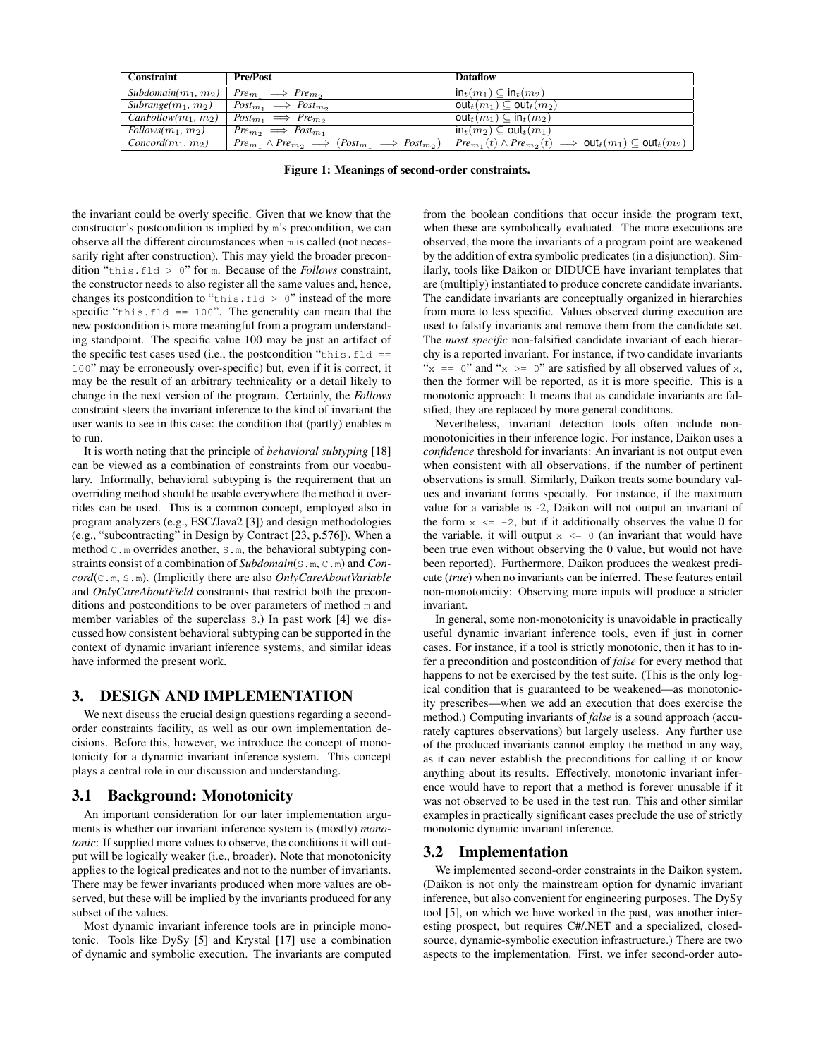| Constraint | Pre/Post | Dataflow |
| --- | --- | --- |
| *Subdomain*($m_1$, $m_2$) | $Pre_{m_1} \implies Pre_{m_2}$ | $\mathsf{in}_t(m_1) \subseteq \mathsf{in}_t(m_2)$ |
| *Subrange*($m_1$, $m_2$) | $Post_{m_1} \implies Post_{m_2}$ | $\mathsf{out}_t(m_1) \subseteq \mathsf{out}_t(m_2)$ |
| *CanFollow*($m_1$, $m_2$) | $Post_{m_1} \implies Pre_{m_2}$ | $\mathsf{out}_t(m_1) \subseteq \mathsf{in}_t(m_2)$ |
| *Follows*($m_1$, $m_2$) | $Pre_{m_2} \implies Post_{m_1}$ | $\mathsf{in}_t(m_2) \subseteq \mathsf{out}_t(m_1)$ |
| *Concord*($m_1$, $m_2$) | $Pre_{m_1} \wedge Pre_{m_2} \implies (Post_{m_1} \implies Post_{m_2})$ | $Pre_{m_1}(t) \wedge Pre_{m_2}(t) \implies \mathsf{out}_t(m_1) \subseteq \mathsf{out}_t(m_2)$ |

**Figure 1: Meanings of second-order constraints.**

the invariant could be overly specific. Given that we know that the constructor's postcondition is implied by `m`'s precondition, we can observe all the different circumstances when `m` is called (not necessarily right after construction). This may yield the broader precondition "`this.fld > 0`" for `m`. Because of the *Follows* constraint, the constructor needs to also register all the same values and, hence, changes its postcondition to "`this.fld > 0`" instead of the more specific "`this.fld == 100`". The generality can mean that the new postcondition is more meaningful from a program understanding standpoint. The specific value 100 may be just an artifact of the specific test cases used (i.e., the postcondition "`this.fld == 100`" may be erroneously over-specific) but, even if it is correct, it may be the result of an arbitrary technicality or a detail likely to change in the next version of the program. Certainly, the *Follows* constraint steers the invariant inference to the kind of invariant the user wants to see in this case: the condition that (partly) enables `m` to run.

It is worth noting that the principle of *behavioral subtyping* [18] can be viewed as a combination of constraints from our vocabulary. Informally, behavioral subtyping is the requirement that an overriding method should be usable everywhere the method it overrides can be used. This is a common concept, employed also in program analyzers (e.g., ESC/Java2 [3]) and design methodologies (e.g., "subcontracting" in Design by Contract [23, p.576]). When a method `C.m` overrides another, `S.m`, the behavioral subtyping constraints consist of a combination of *Subdomain*(`S.m`, `C.m`) and *Concord*(`C.m`, `S.m`). (Implicitly there are also *OnlyCareAboutVariable* and *OnlyCareAboutField* constraints that restrict both the preconditions and postconditions to be over parameters of method `m` and member variables of the superclass `S`.) In past work [4] we discussed how consistent behavioral subtyping can be supported in the context of dynamic invariant inference systems, and similar ideas have informed the present work.

# 3. DESIGN AND IMPLEMENTATION

We next discuss the crucial design questions regarding a second-order constraints facility, as well as our own implementation decisions. Before this, however, we introduce the concept of monotonicity for a dynamic invariant inference system. This concept plays a central role in our discussion and understanding.

## 3.1 Background: Monotonicity

An important consideration for our later implementation arguments is whether our invariant inference system is (mostly) *monotonic*: If supplied more values to observe, the conditions it will output will be logically weaker (i.e., broader). Note that monotonicity applies to the logical predicates and not to the number of invariants. There may be fewer invariants produced when more values are observed, but these will be implied by the invariants produced for any subset of the values.

Most dynamic invariant inference tools are in principle monotonic. Tools like DySy [5] and Krystal [17] use a combination of dynamic and symbolic execution. The invariants are computed from the boolean conditions that occur inside the program text, when these are symbolically evaluated. The more executions are observed, the more the invariants of a program point are weakened by the addition of extra symbolic predicates (in a disjunction). Similarly, tools like Daikon or DIDUCE have invariant templates that are (multiply) instantiated to produce concrete candidate invariants. The candidate invariants are conceptually organized in hierarchies from more to less specific. Values observed during execution are used to falsify invariants and remove them from the candidate set. The *most specific* non-falsified candidate invariant of each hierarchy is a reported invariant. For instance, if two candidate invariants "`x == 0`" and "`x >= 0`" are satisfied by all observed values of `x`, then the former will be reported, as it is more specific. This is a monotonic approach: It means that as candidate invariants are falsified, they are replaced by more general conditions.

Nevertheless, invariant detection tools often include non-monotonicities in their inference logic. For instance, Daikon uses a *confidence* threshold for invariants: An invariant is not output even when consistent with all observations, if the number of pertinent observations is small. Similarly, Daikon treats some boundary values and invariant forms specially. For instance, if the maximum value for a variable is -2, Daikon will not output an invariant of the form `x <= -2`, but if it additionally observes the value 0 for the variable, it will output `x <= 0` (an invariant that would have been true even without observing the 0 value, but would not have been reported). Furthermore, Daikon produces the weakest predicate (*true*) when no invariants can be inferred. These features entail non-monotonicity: Observing more inputs will produce a stricter invariant.

In general, some non-monotonicity is unavoidable in practically useful dynamic invariant inference tools, even if just in corner cases. For instance, if a tool is strictly monotonic, then it has to infer a precondition and postcondition of *false* for every method that happens to not be exercised by the test suite. (This is the only logical condition that is guaranteed to be weakened—as monotonicity prescribes—when we add an execution that does exercise the method.) Computing invariants of *false* is a sound approach (accurately captures observations) but largely useless. Any further use of the produced invariants cannot employ the method in any way, as it can never establish the preconditions for calling it or know anything about its results. Effectively, monotonic invariant inference would have to report that a method is forever unusable if it was not observed to be used in the test run. This and other similar examples in practically significant cases preclude the use of strictly monotonic dynamic invariant inference.

## 3.2 Implementation

We implemented second-order constraints in the Daikon system. (Daikon is not only the mainstream option for dynamic invariant inference, but also convenient for engineering purposes. The DySy tool [5], on which we have worked in the past, was another interesting prospect, but requires C#/.NET and a specialized, closed-source, dynamic-symbolic execution infrastructure.) There are two aspects to the implementation. First, we infer second-order auto-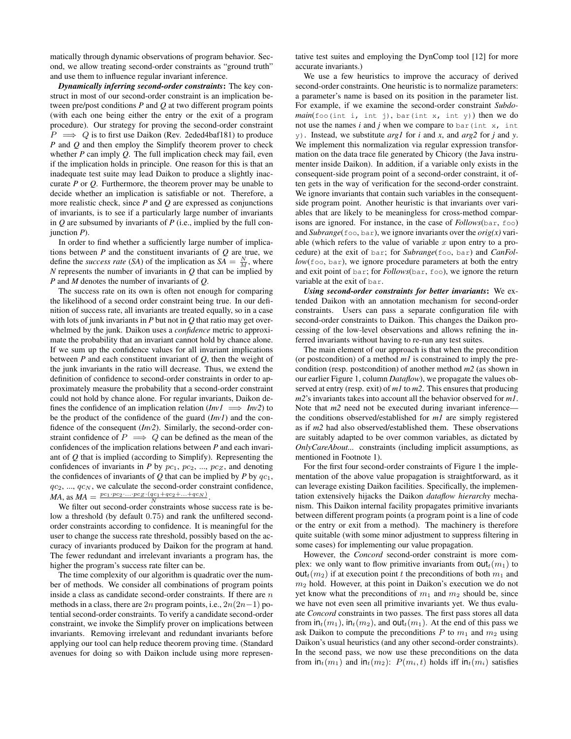matically through dynamic observations of program behavior. Second, we allow treating second-order constraints as "ground truth" and use them to influence regular invariant inference.

***Dynamically inferring second-order constraints*:** The key construct in most of our second-order constraint is an implication between pre/post conditions *P* and *Q* at two different program points (with each one being either the entry or the exit of a program procedure). Our strategy for proving the second-order constraint $P \implies Q$ is to first use Daikon (Rev. 2eded4baf181) to produce *P* and *Q* and then employ the Simplify theorem prover to check whether *P* can imply *Q*. The full implication check may fail, even if the implication holds in principle. One reason for this is that an inadequate test suite may lead Daikon to produce a slightly inaccurate *P* or *Q*. Furthermore, the theorem prover may be unable to decide whether an implication is satisfiable or not. Therefore, a more realistic check, since *P* and *Q* are expressed as conjunctions of invariants, is to see if a particularly large number of invariants in *Q* are subsumed by invariants of *P* (i.e., implied by the full conjunction *P*).

In order to find whether a sufficiently large number of implications between *P* and the constituent invariants of *Q* are true, we define the *success rate* (*SA*) of the implication as $SA = \frac{N}{M}$, where *N* represents the number of invariants in *Q* that can be implied by *P* and *M* denotes the number of invariants of *Q*.

The success rate on its own is often not enough for comparing the likelihood of a second order constraint being true. In our definition of success rate, all invariants are treated equally, so in a case with lots of junk invariants in *P* but not in *Q* that ratio may get overwhelmed by the junk. Daikon uses a *confidence* metric to approximate the probability that an invariant cannot hold by chance alone. If we sum up the confidence values for all invariant implications between *P* and each constituent invariant of *Q*, then the weight of the junk invariants in the ratio will decrease. Thus, we extend the definition of confidence to second-order constraints in order to approximately measure the probability that a second-order constraint could not hold by chance alone. For regular invariants, Daikon defines the confidence of an implication relation (*Inv1* $\implies$ *Inv2*) to be the product of the confidence of the guard (*Inv1*) and the confidence of the consequent (*Inv2*). Similarly, the second-order constraint confidence of $P \implies Q$ can be defined as the mean of the confidences of the implication relations between *P* and each invariant of *Q* that is implied (according to Simplify). Representing the confidences of invariants in *P* by $pc_1$, $pc_2$, ..., $pc_Z$, and denoting the confidences of invariants of *Q* that can be implied by *P* by $qc_1$, $qc_2$, ..., $qc_N$, we calculate the second-order constraint confidence, *MA*, as $MA = \frac{pc_1 \cdot pc_2 \cdot \ldots \cdot pc_Z \cdot (qc_1 + qc_2 + \ldots + qc_N)}{N}$.

We filter out second-order constraints whose success rate is below a threshold (by default 0.75) and rank the unfiltered second-order constraints according to confidence. It is meaningful for the user to change the success rate threshold, possibly based on the accuracy of invariants produced by Daikon for the program at hand. The fewer redundant and irrelevant invariants a program has, the higher the program's success rate filter can be.

The time complexity of our algorithm is quadratic over the number of methods. We consider all combinations of program points inside a class as candidate second-order constraints. If there are $n$ methods in a class, there are $2n$ program points, i.e., $2n(2n-1)$ potential second-order constraints. To verify a candidate second-order constraint, we invoke the Simplify prover on implications between invariants. Removing irrelevant and redundant invariants before applying our tool can help reduce theorem proving time. (Standard avenues for doing so with Daikon include using more representative test suites and employing the DynComp tool [12] for more accurate invariants.)

We use a few heuristics to improve the accuracy of derived second-order constraints. One heuristic is to normalize parameters: a parameter's name is based on its position in the parameter list. For example, if we examine the second-order constraint *Subdomain*(`foo(int i, int j)`, `bar(int x, int y)`) then we do not use the names *i* and *j* when we compare to `bar(int x, int y)`. Instead, we substitute *arg1* for *i* and *x*, and *arg2* for *j* and *y*. We implement this normalization via regular expression transformation on the data trace file generated by Chicory (the Java instrumenter inside Daikon). In addition, if a variable only exists in the consequent-side program point of a second-order constraint, it often gets in the way of verification for the second-order constraint. We ignore invariants that contain such variables in the consequent-side program point. Another heuristic is that invariants over variables that are likely to be meaningless for cross-method comparisons are ignored. For instance, in the case of *Follows*(`bar`, `foo`) and *Subrange*(`foo`, `bar`), we ignore invariants over the *orig(x)* variable (which refers to the value of variable $x$ upon entry to a procedure) at the exit of `bar`; for *Subrange*(`foo`, `bar`) and *CanFollow*(`foo`, `bar`), we ignore procedure parameters at both the entry and exit point of `bar`; for *Follows*(`bar`, `foo`), we ignore the return variable at the exit of `bar`.

***Using second-order constraints for better invariants*:** We extended Daikon with an annotation mechanism for second-order constraints. Users can pass a separate configuration file with second-order constraints to Daikon. This changes the Daikon processing of the low-level observations and allows refining the inferred invariants without having to re-run any test suites.

The main element of our approach is that when the precondition (or postcondition) of a method *m1* is constrained to imply the precondition (resp. postcondition) of another method *m2* (as shown in our earlier Figure 1, column *Dataflow*), we propagate the values observed at entry (resp. exit) of *m1* to *m2*. This ensures that producing *m2*'s invariants takes into account all the behavior observed for *m1*. Note that *m2* need not be executed during invariant inference—the conditions observed/established for *m1* are simply registered as if *m2* had also observed/established them. These observations are suitably adapted to be over common variables, as dictated by *OnlyCareAbout...* constraints (including implicit assumptions, as mentioned in Footnote 1).

For the first four second-order constraints of Figure 1 the implementation of the above value propagation is straightforward, as it can leverage existing Daikon facilities. Specifically, the implementation extensively hijacks the Daikon *dataflow hierarchy* mechanism. This Daikon internal facility propagates primitive invariants between different program points (a program point is a line of code or the entry or exit from a method). The machinery is therefore quite suitable (with some minor adjustment to suppress filtering in some cases) for implementing our value propagation.

However, the *Concord* second-order constraint is more complex: we only want to flow primitive invariants from $\mathsf{out}_t(m_1)$ to $\mathsf{out}_t(m_2)$ if at execution point $t$ the preconditions of both $m_1$ and $m_2$ hold. However, at this point in Daikon's execution we do not yet know what the preconditions of $m_1$ and $m_2$ should be, since we have not even seen all primitive invariants yet. We thus evaluate *Concord* constraints in two passes. The first pass stores all data from $\mathsf{in}_t(m_1)$, $\mathsf{in}_t(m_2)$, and $\mathsf{out}_t(m_1)$. At the end of this pass we ask Daikon to compute the preconditions $P$ to $m_1$ and $m_2$ using Daikon's usual heuristics (and any other second-order constraints). In the second pass, we now use these preconditions on the data from $\mathsf{in}_t(m_1)$ and $\mathsf{in}_t(m_2)$: $P(m_i, t)$ holds iff $\mathsf{in}_t(m_i)$ satisfies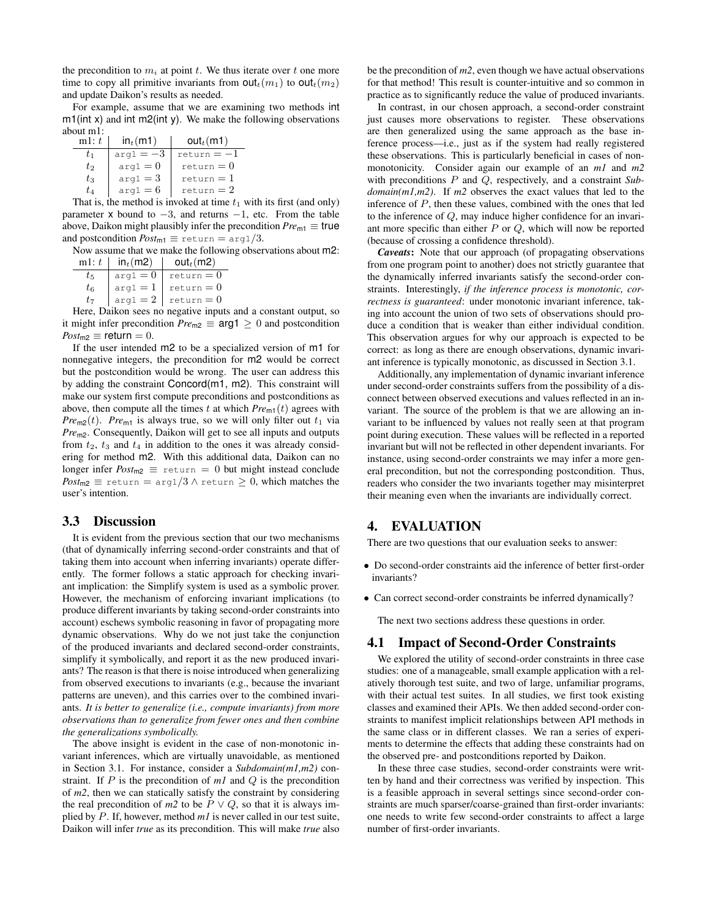the precondition to $m_i$ at point $t$. We thus iterate over $t$ one more time to copy all primitive invariants from $\mathsf{out}_t(m_1)$ to $\mathsf{out}_t(m_2)$ and update Daikon's results as needed.

For example, assume that we are examining two methods int m1(int x) and int m2(int y). We make the following observations about m1:

| m1: $t$ | $\mathsf{in}_t(\mathsf{m1})$ | $\mathsf{out}_t(\mathsf{m1})$ |
|---|---|---|
| $t_1$ | $\texttt{arg1} = -3$ | $\texttt{return} = -1$ |
| $t_2$ | $\texttt{arg1} = 0$ | $\texttt{return} = 0$ |
| $t_3$ | $\texttt{arg1} = 3$ | $\texttt{return} = 1$ |
| $t_4$ | $\texttt{arg1} = 6$ | $\texttt{return} = 2$ |

That is, the method is invoked at time $t_1$ with its first (and only) parameter x bound to $-3$, and returns $-1$, etc. From the table above, Daikon might plausibly infer the precondition $Pre_{\mathsf{m1}} \equiv \mathsf{true}$ and postcondition $Post_{\mathsf{m1}} \equiv \texttt{return} = \texttt{arg1}/3$.

Now assume that we make the following observations about m2:

| m1: $t$ | $\mathsf{in}_t(\mathsf{m2})$ | $\mathsf{out}_t(\mathsf{m2})$ |
|---|---|---|
| $t_5$ | $\texttt{arg1} = 0$ | $\texttt{return} = 0$ |
| $t_6$ | $\texttt{arg1} = 1$ | $\texttt{return} = 0$ |
| $t_7$ | $\texttt{arg1} = 2$ | $\texttt{return} = 0$ |

Here, Daikon sees no negative inputs and a constant output, so it might infer precondition $Pre_{\mathsf{m2}} \equiv \mathsf{arg1} \geq 0$ and postcondition $Post_{\mathsf{m2}} \equiv \mathsf{return} = 0$.

If the user intended m2 to be a specialized version of m1 for nonnegative integers, the precondition for m2 would be correct but the postcondition would be wrong. The user can address this by adding the constraint Concord(m1, m2). This constraint will make our system first compute preconditions and postconditions as above, then compute all the times $t$ at which $Pre_{\mathsf{m1}}(t)$ agrees with $Pre_{\mathsf{m2}}(t)$. $Pre_{\mathsf{m1}}$ is always true, so we will only filter out $t_1$ via $Pre_{\mathsf{m2}}$. Consequently, Daikon will get to see all inputs and outputs from $t_2$, $t_3$ and $t_4$ in addition to the ones it was already considering for method m2. With this additional data, Daikon can no longer infer $Post_{\mathsf{m2}} \equiv \texttt{return} = 0$ but might instead conclude $Post_{\mathsf{m2}} \equiv \texttt{return} = \texttt{arg1}/3 \wedge \texttt{return} \geq 0$, which matches the user's intention.

### 3.3 Discussion

It is evident from the previous section that our two mechanisms (that of dynamically inferring second-order constraints and that of taking them into account when inferring invariants) operate differently. The former follows a static approach for checking invariant implication: the Simplify system is used as a symbolic prover. However, the mechanism of enforcing invariant implications (to produce different invariants by taking second-order constraints into account) eschews symbolic reasoning in favor of propagating more dynamic observations. Why do we not just take the conjunction of the produced invariants and declared second-order constraints, simplify it symbolically, and report it as the new produced invariants? The reason is that there is noise introduced when generalizing from observed executions to invariants (e.g., because the invariant patterns are uneven), and this carries over to the combined invariants. *It is better to generalize (i.e., compute invariants) from more observations than to generalize from fewer ones and then combine the generalizations symbolically.*

The above insight is evident in the case of non-monotonic invariant inferences, which are virtually unavoidable, as mentioned in Section 3.1. For instance, consider a *Subdomain(m1,m2)* constraint. If $P$ is the precondition of *m1* and $Q$ is the precondition of *m2*, then we can statically satisfy the constraint by considering the real precondition of *m2* to be $P \vee Q$, so that it is always implied by $P$. If, however, method *m1* is never called in our test suite, Daikon will infer *true* as its precondition. This will make *true* also be the precondition of *m2*, even though we have actual observations for that method! This result is counter-intuitive and so common in practice as to significantly reduce the value of produced invariants.

In contrast, in our chosen approach, a second-order constraint just causes more observations to register. These observations are then generalized using the same approach as the base inference process—i.e., just as if the system had really registered these observations. This is particularly beneficial in cases of non-monotonicity. Consider again our example of an *m1* and *m2* with preconditions $P$ and $Q$, respectively, and a constraint *Subdomain(m1,m2)*. If *m2* observes the exact values that led to the inference of $P$, then these values, combined with the ones that led to the inference of $Q$, may induce higher confidence for an invariant more specific than either $P$ or $Q$, which will now be reported (because of crossing a confidence threshold).

***Caveats*:** Note that our approach (of propagating observations from one program point to another) does not strictly guarantee that the dynamically inferred invariants satisfy the second-order constraints. Interestingly, *if the inference process is monotonic, correctness is guaranteed*: under monotonic invariant inference, taking into account the union of two sets of observations should produce a condition that is weaker than either individual condition. This observation argues for why our approach is expected to be correct: as long as there are enough observations, dynamic invariant inference is typically monotonic, as discussed in Section 3.1.

Additionally, any implementation of dynamic invariant inference under second-order constraints suffers from the possibility of a disconnect between observed executions and values reflected in an invariant. The source of the problem is that we are allowing an invariant to be influenced by values not really seen at that program point during execution. These values will be reflected in a reported invariant but will not be reflected in other dependent invariants. For instance, using second-order constraints we may infer a more general precondition, but not the corresponding postcondition. Thus, readers who consider the two invariants together may misinterpret their meaning even when the invariants are individually correct.

## 4. EVALUATION

There are two questions that our evaluation seeks to answer:

- Do second-order constraints aid the inference of better first-order invariants?
- Can correct second-order constraints be inferred dynamically?

The next two sections address these questions in order.

### 4.1 Impact of Second-Order Constraints

We explored the utility of second-order constraints in three case studies: one of a manageable, small example application with a relatively thorough test suite, and two of large, unfamiliar programs, with their actual test suites. In all studies, we first took existing classes and examined their APIs. We then added second-order constraints to manifest implicit relationships between API methods in the same class or in different classes. We ran a series of experiments to determine the effects that adding these constraints had on the observed pre- and postconditions reported by Daikon.

In these three case studies, second-order constraints were written by hand and their correctness was verified by inspection. This is a feasible approach in several settings since second-order constraints are much sparser/coarse-grained than first-order invariants: one needs to write few second-order constraints to affect a large number of first-order invariants.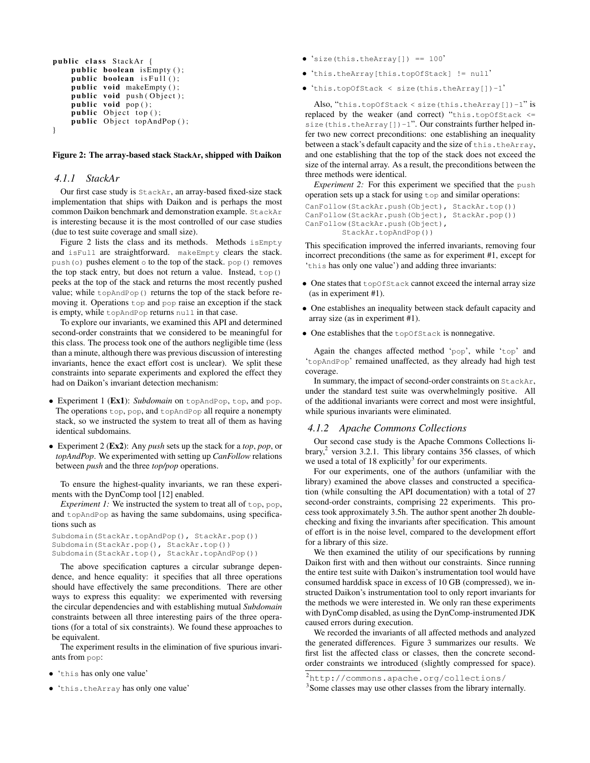```java
public class StackAr {
    public boolean isEmpty();
    public boolean isFull();
    public void makeEmpty();
    public void push(Object);
    public void pop();
    public Object top();
    public Object topAndPop();
}
```

**Figure 2: The array-based stack StackAr, shipped with Daikon**

### 4.1.1 StackAr

Our first case study is `StackAr`, an array-based fixed-size stack implementation that ships with Daikon and is perhaps the most common Daikon benchmark and demonstration example. `StackAr` is interesting because it is the most controlled of our case studies (due to test suite coverage and small size).

Figure 2 lists the class and its methods. Methods `isEmpty` and `isFull` are straightforward. `makeEmpty` clears the stack. `push(o)` pushes element `o` to the top of the stack. `pop()` removes the top stack entry, but does not return a value. Instead, `top()` peeks at the top of the stack and returns the most recently pushed value; while `topAndPop()` returns the top of the stack before removing it. Operations `top` and `pop` raise an exception if the stack is empty, while `topAndPop` returns `null` in that case.

To explore our invariants, we examined this API and determined second-order constraints that we considered to be meaningful for this class. The process took one of the authors negligible time (less than a minute, although there was previous discussion of interesting invariants, hence the exact effort cost is unclear). We split these constraints into separate experiments and explored the effect they had on Daikon's invariant detection mechanism:

- Experiment 1 (**Ex1**): *Subdomain* on `topAndPop`, `top`, and `pop`. The operations `top`, `pop`, and `topAndPop` all require a nonempty stack, so we instructed the system to treat all of them as having identical subdomains.
- Experiment 2 (**Ex2**): Any *push* sets up the stack for a *top*, *pop*, or *topAndPop*. We experimented with setting up *CanFollow* relations between *push* and the three *top/pop* operations.

To ensure the highest-quality invariants, we ran these experiments with the DynComp tool [12] enabled.

*Experiment 1:* We instructed the system to treat all of `top`, `pop`, and `topAndPop` as having the same subdomains, using specifications such as

```
Subdomain(StackAr.topAndPop(), StackAr.pop())
Subdomain(StackAr.pop(), StackAr.top())
Subdomain(StackAr.top(), StackAr.topAndPop())
```

The above specification captures a circular subrange dependence, and hence equality: it specifies that all three operations should have effectively the same preconditions. There are other ways to express this equality: we experimented with reversing the circular dependencies and with establishing mutual *Subdomain* constraints between all three interesting pairs of the three operations (for a total of six constraints). We found these approaches to be equivalent.

The experiment results in the elimination of five spurious invariants from `pop`:

- '`this` has only one value'
- '`this.theArray` has only one value'
- '`size(this.theArray[]) == 100`'
- '`this.theArray[this.topOfStack] != null`'
- '`this.topOfStack < size(this.theArray[])-1`'

Also, "`this.topOfStack < size(this.theArray[])-1`" is replaced by the weaker (and correct) "`this.topOfStack <= size(this.theArray[])-1`". Our constraints further helped infer two new correct preconditions: one establishing an inequality between a stack's default capacity and the size of `this.theArray`, and one establishing that the top of the stack does not exceed the size of the internal array. As a result, the preconditions between the three methods were identical.

*Experiment 2:* For this experiment we specified that the `push` operation sets up a stack for using `top` and similar operations:

```
CanFollow(StackAr.push(Object), StackAr.top())
CanFollow(StackAr.push(Object), StackAr.pop())
CanFollow(StackAr.push(Object),
        StackAr.topAndPop())
```

This specification improved the inferred invariants, removing four incorrect preconditions (the same as for experiment #1, except for '`this` has only one value') and adding three invariants:

- One states that `topOfStack` cannot exceed the internal array size (as in experiment #1).
- One establishes an inequality between stack default capacity and array size (as in experiment #1).
- One establishes that the `topOfStack` is nonnegative.

Again the changes affected method '`pop`', while '`top`' and '`topAndPop`' remained unaffected, as they already had high test coverage.

In summary, the impact of second-order constraints on `StackAr`, under the standard test suite was overwhelmingly positive. All of the additional invariants were correct and most were insightful, while spurious invariants were eliminated.

### 4.1.2 Apache Commons Collections

Our second case study is the Apache Commons Collections library,[2] version 3.2.1. This library contains 356 classes, of which we used a total of 18 explicitly[3] for our experiments.

For our experiments, one of the authors (unfamiliar with the library) examined the above classes and constructed a specification (while consulting the API documentation) with a total of 27 second-order constraints, comprising 22 experiments. This process took approximately 3.5h. The author spent another 2h double-checking and fixing the invariants after specification. This amount of effort is in the noise level, compared to the development effort for a library of this size.

We then examined the utility of our specifications by running Daikon first with and then without our constraints. Since running the entire test suite with Daikon's instrumentation tool would have consumed harddisk space in excess of 10 GB (compressed), we instructed Daikon's instrumentation tool to only report invariants for the methods we were interested in. We only ran these experiments with DynComp disabled, as using the DynComp-instrumented JDK caused errors during execution.

We recorded the invariants of all affected methods and analyzed the generated differences. Figure 3 summarizes our results. We first list the affected class or classes, then the concrete second-order constraints we introduced (slightly compressed for space).

[2] `http://commons.apache.org/collections/`

[3] Some classes may use other classes from the library internally.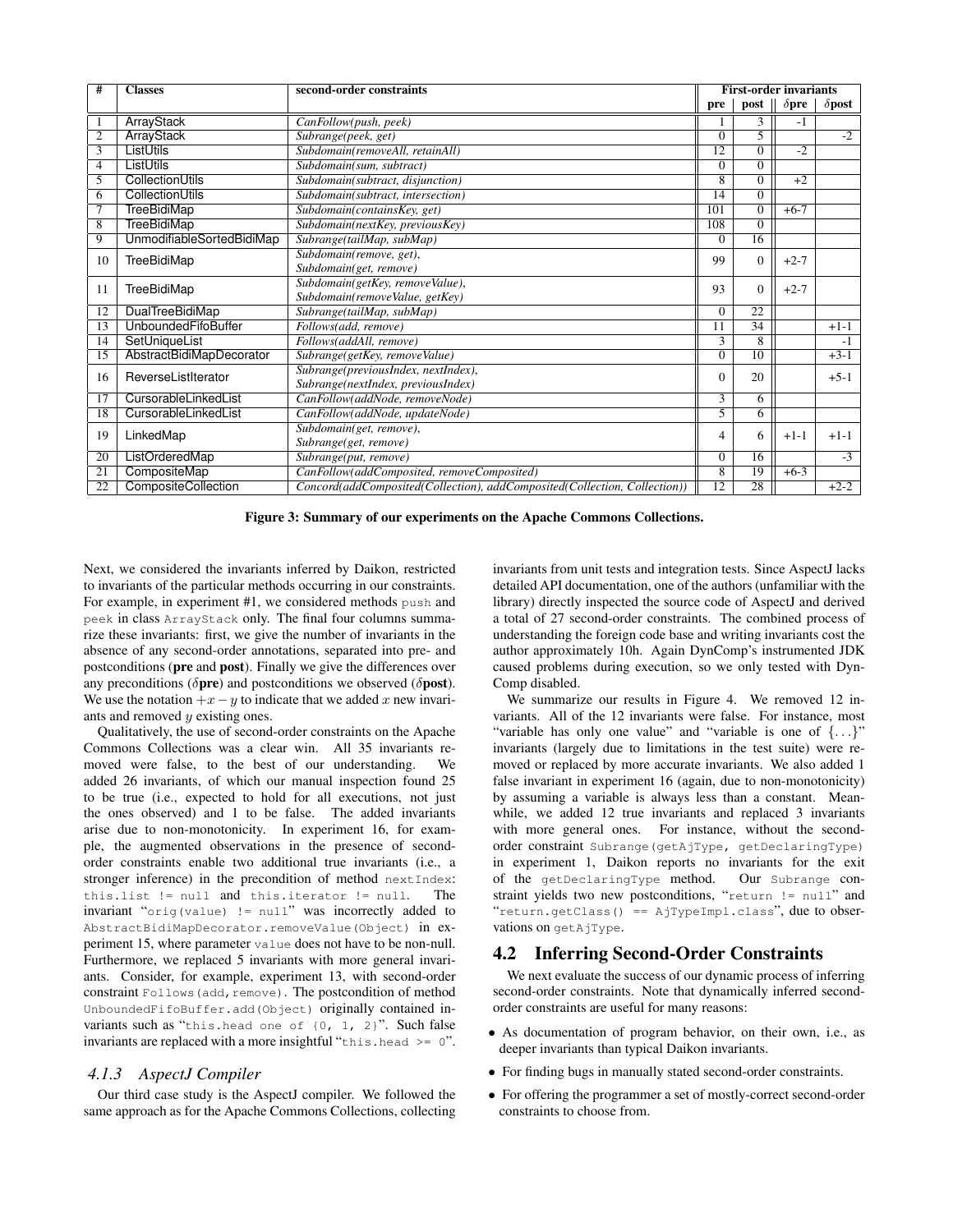| # | Classes | second-order constraints | First-order invariants | | | |
|---|---|---|---|---|---|---|
| | | | pre | post | δpre | δpost |
| 1 | ArrayStack | *CanFollow(push, peek)* | 1 | 3 | -1 | |
| 2 | ArrayStack | *Subrange(peek, get)* | 0 | 5 | | -2 |
| 3 | ListUtils | *Subdomain(removeAll, retainAll)* | 12 | 0 | -2 | |
| 4 | ListUtils | *Subdomain(sum, subtract)* | 0 | 0 | | |
| 5 | CollectionUtils | *Subdomain(subtract, disjunction)* | 8 | 0 | +2 | |
| 6 | CollectionUtils | *Subdomain(subtract, intersection)* | 14 | 0 | | |
| 7 | TreeBidiMap | *Subdomain(containsKey, get)* | 101 | 0 | +6-7 | |
| 8 | TreeBidiMap | *Subdomain(nextKey, previousKey)* | 108 | 0 | | |
| 9 | UnmodifiableSortedBidiMap | *Subrange(tailMap, subMap)* | 0 | 16 | | |
| 10 | TreeBidiMap | *Subdomain(remove, get), Subdomain(get, remove)* | 99 | 0 | +2-7 | |
| 11 | TreeBidiMap | *Subdomain(getKey, removeValue), Subdomain(removeValue, getKey)* | 93 | 0 | +2-7 | |
| 12 | DualTreeBidiMap | *Subrange(tailMap, subMap)* | 0 | 22 | | |
| 13 | UnboundedFifoBuffer | *Follows(add, remove)* | 11 | 34 | | +1-1 |
| 14 | SetUniqueList | *Follows(addAll, remove)* | 3 | 8 | | -1 |
| 15 | AbstractBidiMapDecorator | *Subrange(getKey, removeValue)* | 0 | 10 | | +3-1 |
| 16 | ReverseListIterator | *Subrange(previousIndex, nextIndex), Subrange(nextIndex, previousIndex)* | 0 | 20 | | +5-1 |
| 17 | CursorableLinkedList | *CanFollow(addNode, removeNode)* | 3 | 6 | | |
| 18 | CursorableLinkedList | *CanFollow(addNode, updateNode)* | 5 | 6 | | |
| 19 | LinkedMap | *Subdomain(get, remove), Subrange(get, remove)* | 4 | 6 | +1-1 | +1-1 |
| 20 | ListOrderedMap | *Subrange(put, remove)* | 0 | 16 | | -3 |
| 21 | CompositeMap | *CanFollow(addComposited, removeComposited)* | 8 | 19 | +6-3 | |
| 22 | CompositeCollection | *Concord(addComposited(Collection), addComposited(Collection, Collection))* | 12 | 28 | | +2-2 |

**Figure 3: Summary of our experiments on the Apache Commons Collections.**

Next, we considered the invariants inferred by Daikon, restricted to invariants of the particular methods occurring in our constraints. For example, in experiment #1, we considered methods `push` and `peek` in class `ArrayStack` only. The final four columns summarize these invariants: first, we give the number of invariants in the absence of any second-order annotations, separated into pre- and postconditions (**pre** and **post**). Finally we give the differences over any preconditions ($\delta$**pre**) and postconditions we observed ($\delta$**post**). We use the notation $+x-y$ to indicate that we added $x$ new invariants and removed $y$ existing ones.

Qualitatively, the use of second-order constraints on the Apache Commons Collections was a clear win. All 35 invariants removed were false, to the best of our understanding. We added 26 invariants, of which our manual inspection found 25 to be true (i.e., expected to hold for all executions, not just the ones observed) and 1 to be false. The added invariants arise due to non-monotonicity. In experiment 16, for example, the augmented observations in the presence of second-order constraints enable two additional true invariants (i.e., a stronger inference) in the precondition of method `nextIndex`: `this.list != null` and `this.iterator != null`. The invariant "`orig(value) != null`" was incorrectly added to `AbstractBidiMapDecorator.removeValue(Object)` in experiment 15, where parameter `value` does not have to be non-null. Furthermore, we replaced 5 invariants with more general invariants. Consider, for example, experiment 13, with second-order constraint `Follows(add,remove)`. The postcondition of method `UnboundedFifoBuffer.add(Object)` originally contained invariants such as "`this.head one of {0, 1, 2}`". Such false invariants are replaced with a more insightful "`this.head >= 0`".

### 4.1.3 AspectJ Compiler

Our third case study is the AspectJ compiler. We followed the same approach as for the Apache Commons Collections, collecting invariants from unit tests and integration tests. Since AspectJ lacks detailed API documentation, one of the authors (unfamiliar with the library) directly inspected the source code of AspectJ and derived a total of 27 second-order constraints. The combined process of understanding the foreign code base and writing invariants cost the author approximately 10h. Again DynComp's instrumented JDK caused problems during execution, so we only tested with DynComp disabled.

We summarize our results in Figure 4. We removed 12 invariants. All of the 12 invariants were false. For instance, most "variable has only one value" and "variable is one of $\{\ldots\}$" invariants (largely due to limitations in the test suite) were removed or replaced by more accurate invariants. We also added 1 false invariant in experiment 16 (again, due to non-monotonicity) by assuming a variable is always less than a constant. Meanwhile, we added 12 true invariants and replaced 3 invariants with more general ones. For instance, without the second-order constraint `Subrange(getAjType, getDeclaringType)` in experiment 1, Daikon reports no invariants for the exit of the `getDeclaringType` method. Our `Subrange` constraint yields two new postconditions, "`return != null`" and "`return.getClass() == AjTypeImpl.class`", due to observations on `getAjType`.

## 4.2 Inferring Second-Order Constraints

We next evaluate the success of our dynamic process of inferring second-order constraints. Note that dynamically inferred second-order constraints are useful for many reasons:

- As documentation of program behavior, on their own, i.e., as deeper invariants than typical Daikon invariants.
- For finding bugs in manually stated second-order constraints.
- For offering the programmer a set of mostly-correct second-order constraints to choose from.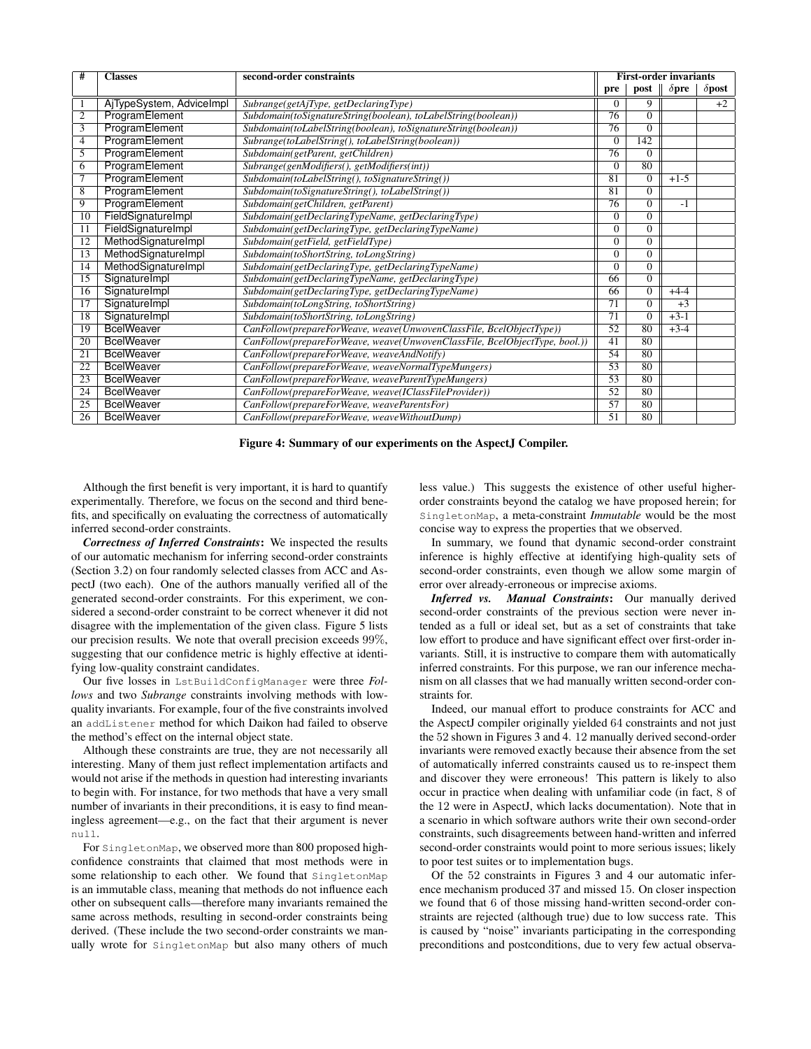| # | Classes | second-order constraints | First-order invariants | | | |
|---|---|---|---|---|---|---|
| | | | pre | post | δpre | δpost |
| 1 | AjTypeSystem, AdviceImpl | *Subrange(getAjType, getDeclaringType)* | 0 | 9 | | +2 |
| 2 | ProgramElement | *Subdomain(toSignatureString(boolean), toLabelString(boolean))* | 76 | 0 | | |
| 3 | ProgramElement | *Subdomain(toLabelString(boolean), toSignatureString(boolean))* | 76 | 0 | | |
| 4 | ProgramElement | *Subrange(toLabelString(), toLabelString(boolean))* | 0 | 142 | | |
| 5 | ProgramElement | *Subdomain(getParent, getChildren)* | 76 | 0 | | |
| 6 | ProgramElement | *Subrange(genModifiers(), getModifiers(int))* | 0 | 80 | | |
| 7 | ProgramElement | *Subdomain(toLabelString(), toSignatureString())* | 81 | 0 | +1-5 | |
| 8 | ProgramElement | *Subdomain(toSignatureString(), toLabelString())* | 81 | 0 | | |
| 9 | ProgramElement | *Subdomain(getChildren, getParent)* | 76 | 0 | -1 | |
| 10 | FieldSignatureImpl | *Subdomain(getDeclaringTypeName, getDeclaringType)* | 0 | 0 | | |
| 11 | FieldSignatureImpl | *Subdomain(getDeclaringType, getDeclaringTypeName)* | 0 | 0 | | |
| 12 | MethodSignatureImpl | *Subdomain(getField, getFieldType)* | 0 | 0 | | |
| 13 | MethodSignatureImpl | *Subdomain(toShortString, toLongString)* | 0 | 0 | | |
| 14 | MethodSignatureImpl | *Subdomain(getDeclaringType, getDeclaringTypeName)* | 0 | 0 | | |
| 15 | SignatureImpl | *Subdomain(getDeclaringTypeName, getDeclaringType)* | 66 | 0 | | |
| 16 | SignatureImpl | *Subdomain(getDeclaringType, getDeclaringTypeName)* | 66 | 0 | +4-4 | |
| 17 | SignatureImpl | *Subdomain(toLongString, toShortString)* | 71 | 0 | +3 | |
| 18 | SignatureImpl | *Subdomain(toShortString, toLongString)* | 71 | 0 | +3-1 | |
| 19 | BcelWeaver | *CanFollow(prepareForWeave, weave(UnwovenClassFile, BcelObjectType))* | 52 | 80 | +3-4 | |
| 20 | BcelWeaver | *CanFollow(prepareForWeave, weave(UnwovenClassFile, BcelObjectType, bool.))* | 41 | 80 | | |
| 21 | BcelWeaver | *CanFollow(prepareForWeave, weaveAndNotify)* | 54 | 80 | | |
| 22 | BcelWeaver | *CanFollow(prepareForWeave, weaveNormalTypeMungers)* | 53 | 80 | | |
| 23 | BcelWeaver | *CanFollow(prepareForWeave, weaveParentTypeMungers)* | 53 | 80 | | |
| 24 | BcelWeaver | *CanFollow(prepareForWeave, weave(IClassFileProvider))* | 52 | 80 | | |
| 25 | BcelWeaver | *CanFollow(prepareForWeave, weaveParentsFor)* | 57 | 80 | | |
| 26 | BcelWeaver | *CanFollow(prepareForWeave, weaveWithoutDump)* | 51 | 80 | | |

**Figure 4: Summary of our experiments on the AspectJ Compiler.**

Although the first benefit is very important, it is hard to quantify experimentally. Therefore, we focus on the second and third benefits, and specifically on evaluating the correctness of automatically inferred second-order constraints.

***Correctness of Inferred Constraints*:** We inspected the results of our automatic mechanism for inferring second-order constraints (Section 3.2) on four randomly selected classes from ACC and AspectJ (two each). One of the authors manually verified all of the generated second-order constraints. For this experiment, we considered a second-order constraint to be correct whenever it did not disagree with the implementation of the given class. Figure 5 lists our precision results. We note that overall precision exceeds 99%, suggesting that our confidence metric is highly effective at identifying low-quality constraint candidates.

Our five losses in `LstBuildConfigManager` were three *Follows* and two *Subrange* constraints involving methods with low-quality invariants. For example, four of the five constraints involved an `addListener` method for which Daikon had failed to observe the method's effect on the internal object state.

Although these constraints are true, they are not necessarily all interesting. Many of them just reflect implementation artifacts and would not arise if the methods in question had interesting invariants to begin with. For instance, for two methods that have a very small number of invariants in their preconditions, it is easy to find meaningless agreement—e.g., on the fact that their argument is never `null`.

For `SingletonMap`, we observed more than 800 proposed high-confidence constraints that claimed that most methods were in some relationship to each other. We found that `SingletonMap` is an immutable class, meaning that methods do not influence each other on subsequent calls—therefore many invariants remained the same across methods, resulting in second-order constraints being derived. (These include the two second-order constraints we manually wrote for `SingletonMap` but also many others of much less value.) This suggests the existence of other useful higher-order constraints beyond the catalog we have proposed herein; for `SingletonMap`, a meta-constraint *Immutable* would be the most concise way to express the properties that we observed.

In summary, we found that dynamic second-order constraint inference is highly effective at identifying high-quality sets of second-order constraints, even though we allow some margin of error over already-erroneous or imprecise axioms.

***Inferred vs. Manual Constraints*:** Our manually derived second-order constraints of the previous section were never intended as a full or ideal set, but as a set of constraints that take low effort to produce and have significant effect over first-order invariants. Still, it is instructive to compare them with automatically inferred constraints. For this purpose, we ran our inference mechanism on all classes that we had manually written second-order constraints for.

Indeed, our manual effort to produce constraints for ACC and the AspectJ compiler originally yielded 64 constraints and not just the 52 shown in Figures 3 and 4. 12 manually derived second-order invariants were removed exactly because their absence from the set of automatically inferred constraints caused us to re-inspect them and discover they were erroneous! This pattern is likely to also occur in practice when dealing with unfamiliar code (in fact, 8 of the 12 were in AspectJ, which lacks documentation). Note that in a scenario in which software authors write their own second-order constraints, such disagreements between hand-written and inferred second-order constraints would point to more serious issues; likely to poor test suites or to implementation bugs.

Of the 52 constraints in Figures 3 and 4 our automatic inference mechanism produced 37 and missed 15. On closer inspection we found that 6 of those missing hand-written second-order constraints are rejected (although true) due to low success rate. This is caused by "noise" invariants participating in the corresponding preconditions and postconditions, due to very few actual observa-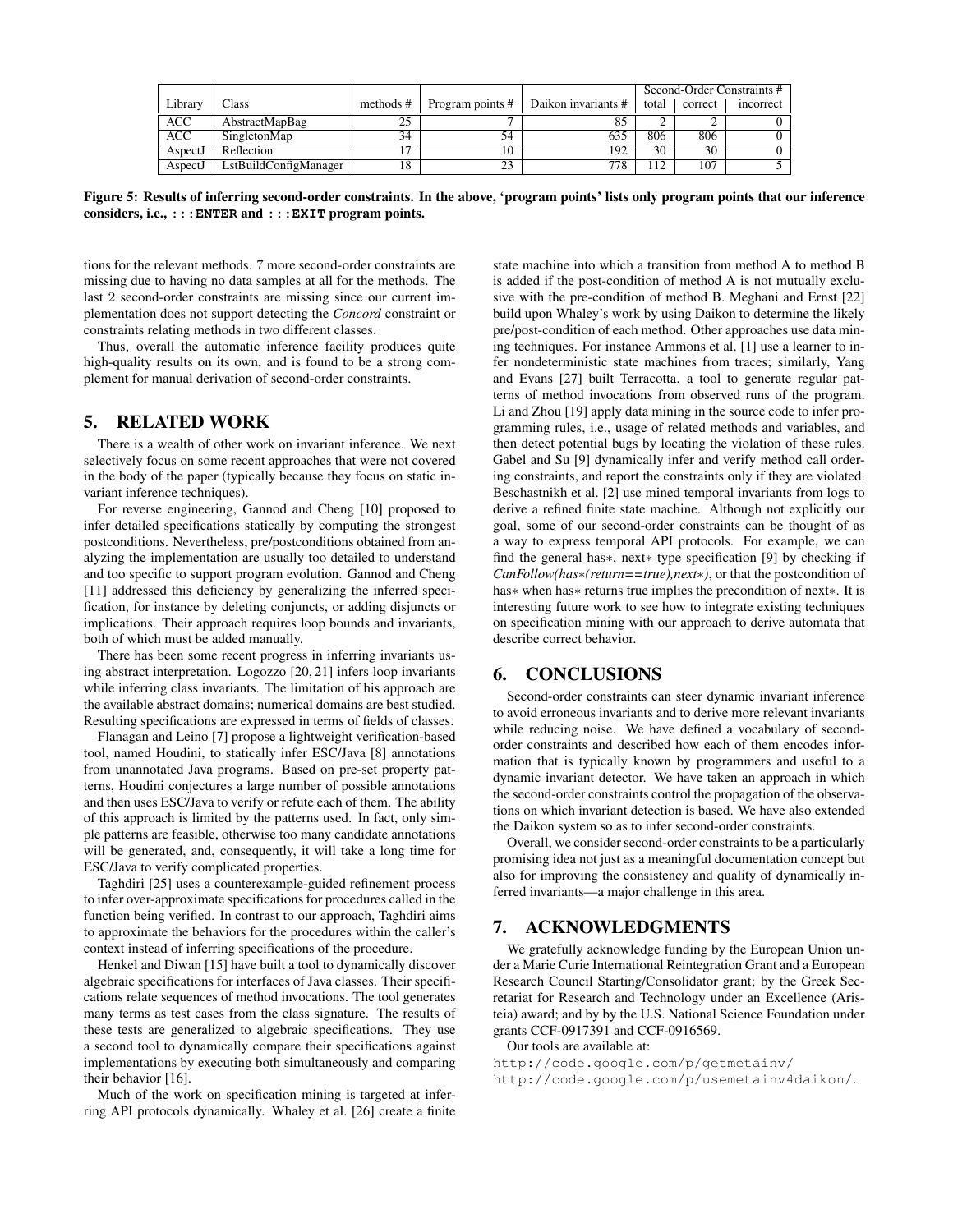| Library | Class | methods # | Program points # | Daikon invariants # | Second-Order Constraints # | | |
|---|---|---|---|---|---|---|---|
| | | | | | total | correct | incorrect |
| ACC | AbstractMapBag | 25 | 7 | 85 | 2 | 2 | 0 |
| ACC | SingletonMap | 34 | 54 | 635 | 806 | 806 | 0 |
| AspectJ | Reflection | 17 | 10 | 192 | 30 | 30 | 0 |
| AspectJ | LstBuildConfigManager | 18 | 23 | 778 | 112 | 107 | 5 |

**Figure 5: Results of inferring second-order constraints. In the above, 'program points' lists only program points that our inference considers, i.e., `:::ENTER` and `:::EXIT` program points.**

tions for the relevant methods. 7 more second-order constraints are missing due to having no data samples at all for the methods. The last 2 second-order constraints are missing since our current implementation does not support detecting the *Concord* constraint or constraints relating methods in two different classes.

Thus, overall the automatic inference facility produces quite high-quality results on its own, and is found to be a strong complement for manual derivation of second-order constraints.

## 5. RELATED WORK

There is a wealth of other work on invariant inference. We next selectively focus on some recent approaches that were not covered in the body of the paper (typically because they focus on static invariant inference techniques).

For reverse engineering, Gannod and Cheng [10] proposed to infer detailed specifications statically by computing the strongest postconditions. Nevertheless, pre/postconditions obtained from analyzing the implementation are usually too detailed to understand and too specific to support program evolution. Gannod and Cheng [11] addressed this deficiency by generalizing the inferred specification, for instance by deleting conjuncts, or adding disjuncts or implications. Their approach requires loop bounds and invariants, both of which must be added manually.

There has been some recent progress in inferring invariants using abstract interpretation. Logozzo [20, 21] infers loop invariants while inferring class invariants. The limitation of his approach are the available abstract domains; numerical domains are best studied. Resulting specifications are expressed in terms of fields of classes.

Flanagan and Leino [7] propose a lightweight verification-based tool, named Houdini, to statically infer ESC/Java [8] annotations from unannotated Java programs. Based on pre-set property patterns, Houdini conjectures a large number of possible annotations and then uses ESC/Java to verify or refute each of them. The ability of this approach is limited by the patterns used. In fact, only simple patterns are feasible, otherwise too many candidate annotations will be generated, and, consequently, it will take a long time for ESC/Java to verify complicated properties.

Taghdiri [25] uses a counterexample-guided refinement process to infer over-approximate specifications for procedures called in the function being verified. In contrast to our approach, Taghdiri aims to approximate the behaviors for the procedures within the caller's context instead of inferring specifications of the procedure.

Henkel and Diwan [15] have built a tool to dynamically discover algebraic specifications for interfaces of Java classes. Their specifications relate sequences of method invocations. The tool generates many terms as test cases from the class signature. The results of these tests are generalized to algebraic specifications. They use a second tool to dynamically compare their specifications against implementations by executing both simultaneously and comparing their behavior [16].

Much of the work on specification mining is targeted at inferring API protocols dynamically. Whaley et al. [26] create a finite state machine into which a transition from method A to method B is added if the post-condition of method A is not mutually exclusive with the pre-condition of method B. Meghani and Ernst [22] build upon Whaley's work by using Daikon to determine the likely pre/post-condition of each method. Other approaches use data mining techniques. For instance Ammons et al. [1] use a learner to infer nondeterministic state machines from traces; similarly, Yang and Evans [27] built Terracotta, a tool to generate regular patterns of method invocations from observed runs of the program. Li and Zhou [19] apply data mining in the source code to infer programming rules, i.e., usage of related methods and variables, and then detect potential bugs by locating the violation of these rules. Gabel and Su [9] dynamically infer and verify method call ordering constraints, and report the constraints only if they are violated. Beschastnikh et al. [2] use mined temporal invariants from logs to derive a refined finite state machine. Although not explicitly our goal, some of our second-order constraints can be thought of as a way to express temporal API protocols. For example, we can find the general has∗, next∗ type specification [9] by checking if *CanFollow(has∗(return==true),next∗)*, or that the postcondition of has∗ when has∗ returns true implies the precondition of next∗. It is interesting future work to see how to integrate existing techniques on specification mining with our approach to derive automata that describe correct behavior.

## 6. CONCLUSIONS

Second-order constraints can steer dynamic invariant inference to avoid erroneous invariants and to derive more relevant invariants while reducing noise. We have defined a vocabulary of second-order constraints and described how each of them encodes information that is typically known by programmers and useful to a dynamic invariant detector. We have taken an approach in which the second-order constraints control the propagation of the observations on which invariant detection is based. We have also extended the Daikon system so as to infer second-order constraints.

Overall, we consider second-order constraints to be a particularly promising idea not just as a meaningful documentation concept but also for improving the consistency and quality of dynamically inferred invariants—a major challenge in this area.

## 7. ACKNOWLEDGMENTS

We gratefully acknowledge funding by the European Union under a Marie Curie International Reintegration Grant and a European Research Council Starting/Consolidator grant; by the Greek Secretariat for Research and Technology under an Excellence (Aristeia) award; and by by the U.S. National Science Foundation under grants CCF-0917391 and CCF-0916569.

Our tools are available at:
`http://code.google.com/p/getmetainv/`
`http://code.google.com/p/usemetainv4daikon/`.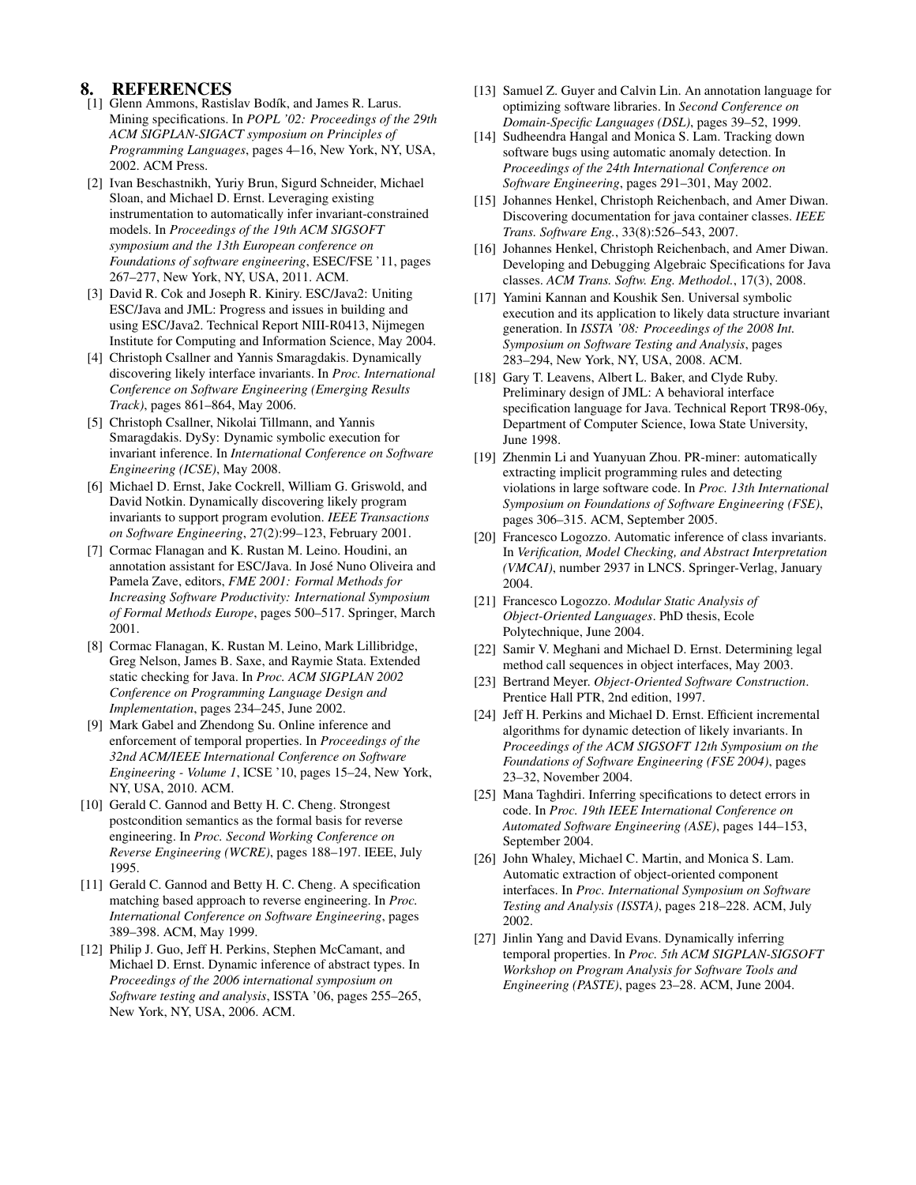## 8. REFERENCES

[1] Glenn Ammons, Rastislav Bodík, and James R. Larus. Mining specifications. In *POPL '02: Proceedings of the 29th ACM SIGPLAN-SIGACT symposium on Principles of Programming Languages*, pages 4–16, New York, NY, USA, 2002. ACM Press.

[2] Ivan Beschastnikh, Yuriy Brun, Sigurd Schneider, Michael Sloan, and Michael D. Ernst. Leveraging existing instrumentation to automatically infer invariant-constrained models. In *Proceedings of the 19th ACM SIGSOFT symposium and the 13th European conference on Foundations of software engineering*, ESEC/FSE '11, pages 267–277, New York, NY, USA, 2011. ACM.

[3] David R. Cok and Joseph R. Kiniry. ESC/Java2: Uniting ESC/Java and JML: Progress and issues in building and using ESC/Java2. Technical Report NIII-R0413, Nijmegen Institute for Computing and Information Science, May 2004.

[4] Christoph Csallner and Yannis Smaragdakis. Dynamically discovering likely interface invariants. In *Proc. International Conference on Software Engineering (Emerging Results Track)*, pages 861–864, May 2006.

[5] Christoph Csallner, Nikolai Tillmann, and Yannis Smaragdakis. DySy: Dynamic symbolic execution for invariant inference. In *International Conference on Software Engineering (ICSE)*, May 2008.

[6] Michael D. Ernst, Jake Cockrell, William G. Griswold, and David Notkin. Dynamically discovering likely program invariants to support program evolution. *IEEE Transactions on Software Engineering*, 27(2):99–123, February 2001.

[7] Cormac Flanagan and K. Rustan M. Leino. Houdini, an annotation assistant for ESC/Java. In José Nuno Oliveira and Pamela Zave, editors, *FME 2001: Formal Methods for Increasing Software Productivity: International Symposium of Formal Methods Europe*, pages 500–517. Springer, March 2001.

[8] Cormac Flanagan, K. Rustan M. Leino, Mark Lillibridge, Greg Nelson, James B. Saxe, and Raymie Stata. Extended static checking for Java. In *Proc. ACM SIGPLAN 2002 Conference on Programming Language Design and Implementation*, pages 234–245, June 2002.

[9] Mark Gabel and Zhendong Su. Online inference and enforcement of temporal properties. In *Proceedings of the 32nd ACM/IEEE International Conference on Software Engineering - Volume 1*, ICSE '10, pages 15–24, New York, NY, USA, 2010. ACM.

[10] Gerald C. Gannod and Betty H. C. Cheng. Strongest postcondition semantics as the formal basis for reverse engineering. In *Proc. Second Working Conference on Reverse Engineering (WCRE)*, pages 188–197. IEEE, July 1995.

[11] Gerald C. Gannod and Betty H. C. Cheng. A specification matching based approach to reverse engineering. In *Proc. International Conference on Software Engineering*, pages 389–398. ACM, May 1999.

[12] Philip J. Guo, Jeff H. Perkins, Stephen McCamant, and Michael D. Ernst. Dynamic inference of abstract types. In *Proceedings of the 2006 international symposium on Software testing and analysis*, ISSTA '06, pages 255–265, New York, NY, USA, 2006. ACM.

[13] Samuel Z. Guyer and Calvin Lin. An annotation language for optimizing software libraries. In *Second Conference on Domain-Specific Languages (DSL)*, pages 39–52, 1999.

[14] Sudheendra Hangal and Monica S. Lam. Tracking down software bugs using automatic anomaly detection. In *Proceedings of the 24th International Conference on Software Engineering*, pages 291–301, May 2002.

[15] Johannes Henkel, Christoph Reichenbach, and Amer Diwan. Discovering documentation for java container classes. *IEEE Trans. Software Eng.*, 33(8):526–543, 2007.

[16] Johannes Henkel, Christoph Reichenbach, and Amer Diwan. Developing and Debugging Algebraic Specifications for Java classes. *ACM Trans. Softw. Eng. Methodol.*, 17(3), 2008.

[17] Yamini Kannan and Koushik Sen. Universal symbolic execution and its application to likely data structure invariant generation. In *ISSTA '08: Proceedings of the 2008 Int. Symposium on Software Testing and Analysis*, pages 283–294, New York, NY, USA, 2008. ACM.

[18] Gary T. Leavens, Albert L. Baker, and Clyde Ruby. Preliminary design of JML: A behavioral interface specification language for Java. Technical Report TR98-06y, Department of Computer Science, Iowa State University, June 1998.

[19] Zhenmin Li and Yuanyuan Zhou. PR-miner: automatically extracting implicit programming rules and detecting violations in large software code. In *Proc. 13th International Symposium on Foundations of Software Engineering (FSE)*, pages 306–315. ACM, September 2005.

[20] Francesco Logozzo. Automatic inference of class invariants. In *Verification, Model Checking, and Abstract Interpretation (VMCAI)*, number 2937 in LNCS. Springer-Verlag, January 2004.

[21] Francesco Logozzo. *Modular Static Analysis of Object-Oriented Languages*. PhD thesis, Ecole Polytechnique, June 2004.

[22] Samir V. Meghani and Michael D. Ernst. Determining legal method call sequences in object interfaces, May 2003.

[23] Bertrand Meyer. *Object-Oriented Software Construction*. Prentice Hall PTR, 2nd edition, 1997.

[24] Jeff H. Perkins and Michael D. Ernst. Efficient incremental algorithms for dynamic detection of likely invariants. In *Proceedings of the ACM SIGSOFT 12th Symposium on the Foundations of Software Engineering (FSE 2004)*, pages 23–32, November 2004.

[25] Mana Taghdiri. Inferring specifications to detect errors in code. In *Proc. 19th IEEE International Conference on Automated Software Engineering (ASE)*, pages 144–153, September 2004.

[26] John Whaley, Michael C. Martin, and Monica S. Lam. Automatic extraction of object-oriented component interfaces. In *Proc. International Symposium on Software Testing and Analysis (ISSTA)*, pages 218–228. ACM, July 2002.

[27] Jinlin Yang and David Evans. Dynamically inferring temporal properties. In *Proc. 5th ACM SIGPLAN-SIGSOFT Workshop on Program Analysis for Software Tools and Engineering (PASTE)*, pages 23–28. ACM, June 2004.